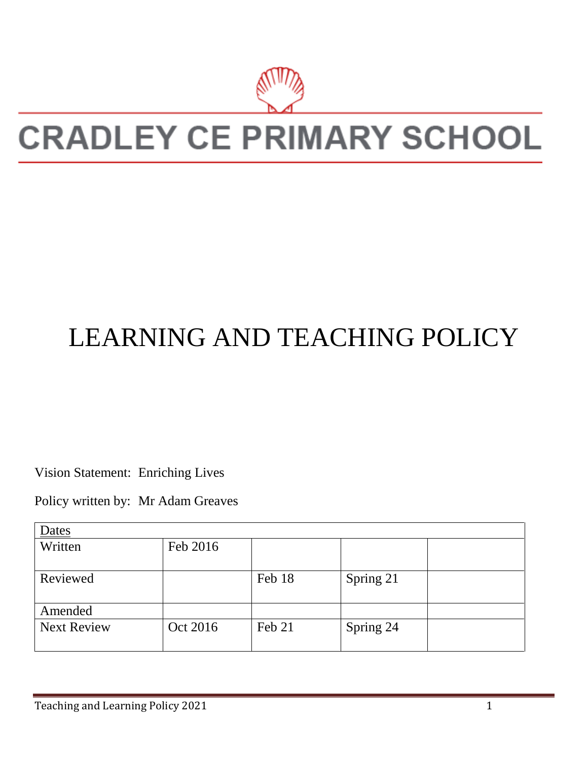# CRADLEY CE PRIMARY SCHOOL

# LEARNING AND TEACHING POLICY

Vision Statement: Enriching Lives

Policy written by: Mr Adam Greaves

| Dates | | | | |
|---|---|---|---|---|
| Written | Feb 2016 | | | |
| Reviewed | | Feb 18 | Spring 21 | |
| Amended | | | | |
| Next Review | Oct 2016 | Feb 21 | Spring 24 | |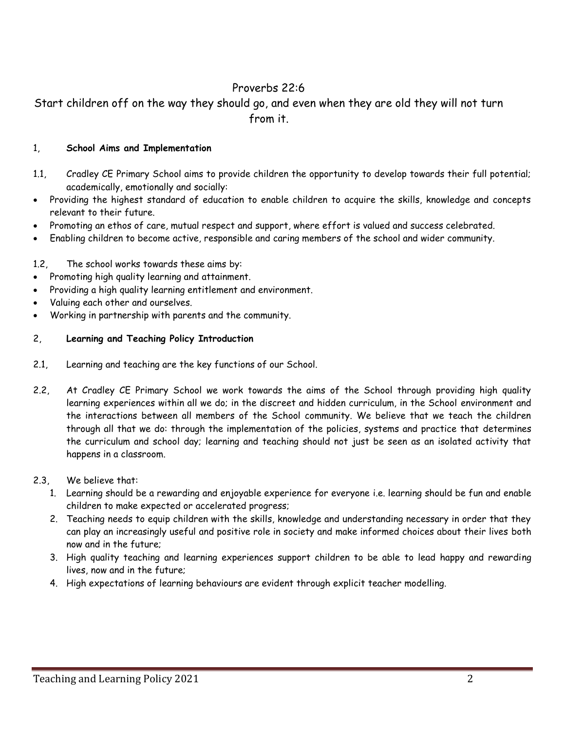Proverbs 22:6

Start children off on the way they should go, and even when they are old they will not turn from it.

## 1, School Aims and Implementation

1.1, Cradley CE Primary School aims to provide children the opportunity to develop towards their full potential; academically, emotionally and socially:

- Providing the highest standard of education to enable children to acquire the skills, knowledge and concepts relevant to their future.
- Promoting an ethos of care, mutual respect and support, where effort is valued and success celebrated.
- Enabling children to become active, responsible and caring members of the school and wider community.

1.2, The school works towards these aims by:

- Promoting high quality learning and attainment.
- Providing a high quality learning entitlement and environment.
- Valuing each other and ourselves.
- Working in partnership with parents and the community.

## 2, Learning and Teaching Policy Introduction

2.1, Learning and teaching are the key functions of our School.

2.2, At Cradley CE Primary School we work towards the aims of the School through providing high quality learning experiences within all we do; in the discreet and hidden curriculum, in the School environment and the interactions between all members of the School community. We believe that we teach the children through all that we do: through the implementation of the policies, systems and practice that determines the curriculum and school day; learning and teaching should not just be seen as an isolated activity that happens in a classroom.

2.3, We believe that:

1. Learning should be a rewarding and enjoyable experience for everyone i.e. learning should be fun and enable children to make expected or accelerated progress;
2. Teaching needs to equip children with the skills, knowledge and understanding necessary in order that they can play an increasingly useful and positive role in society and make informed choices about their lives both now and in the future;
3. High quality teaching and learning experiences support children to be able to lead happy and rewarding lives, now and in the future;
4. High expectations of learning behaviours are evident through explicit teacher modelling.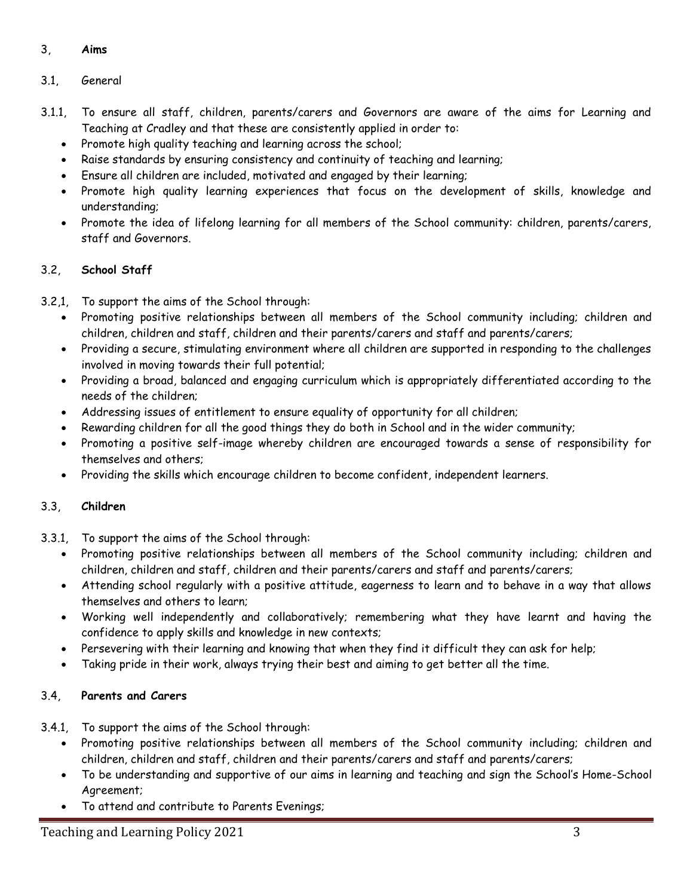## 3, **Aims**

3.1, General

3.1.1, To ensure all staff, children, parents/carers and Governors are aware of the aims for Learning and Teaching at Cradley and that these are consistently applied in order to:

- Promote high quality teaching and learning across the school;
- Raise standards by ensuring consistency and continuity of teaching and learning;
- Ensure all children are included, motivated and engaged by their learning;
- Promote high quality learning experiences that focus on the development of skills, knowledge and understanding;
- Promote the idea of lifelong learning for all members of the School community: children, parents/carers, staff and Governors.

### 3.2, **School Staff**

3.2,1, To support the aims of the School through:

- Promoting positive relationships between all members of the School community including; children and children, children and staff, children and their parents/carers and staff and parents/carers;
- Providing a secure, stimulating environment where all children are supported in responding to the challenges involved in moving towards their full potential;
- Providing a broad, balanced and engaging curriculum which is appropriately differentiated according to the needs of the children;
- Addressing issues of entitlement to ensure equality of opportunity for all children;
- Rewarding children for all the good things they do both in School and in the wider community;
- Promoting a positive self-image whereby children are encouraged towards a sense of responsibility for themselves and others;
- Providing the skills which encourage children to become confident, independent learners.

### 3.3, **Children**

3.3.1, To support the aims of the School through:

- Promoting positive relationships between all members of the School community including; children and children, children and staff, children and their parents/carers and staff and parents/carers;
- Attending school regularly with a positive attitude, eagerness to learn and to behave in a way that allows themselves and others to learn;
- Working well independently and collaboratively; remembering what they have learnt and having the confidence to apply skills and knowledge in new contexts;
- Persevering with their learning and knowing that when they find it difficult they can ask for help;
- Taking pride in their work, always trying their best and aiming to get better all the time.

### 3.4, **Parents and Carers**

3.4.1, To support the aims of the School through:

- Promoting positive relationships between all members of the School community including; children and children, children and staff, children and their parents/carers and staff and parents/carers;
- To be understanding and supportive of our aims in learning and teaching and sign the School's Home-School Agreement;
- To attend and contribute to Parents Evenings;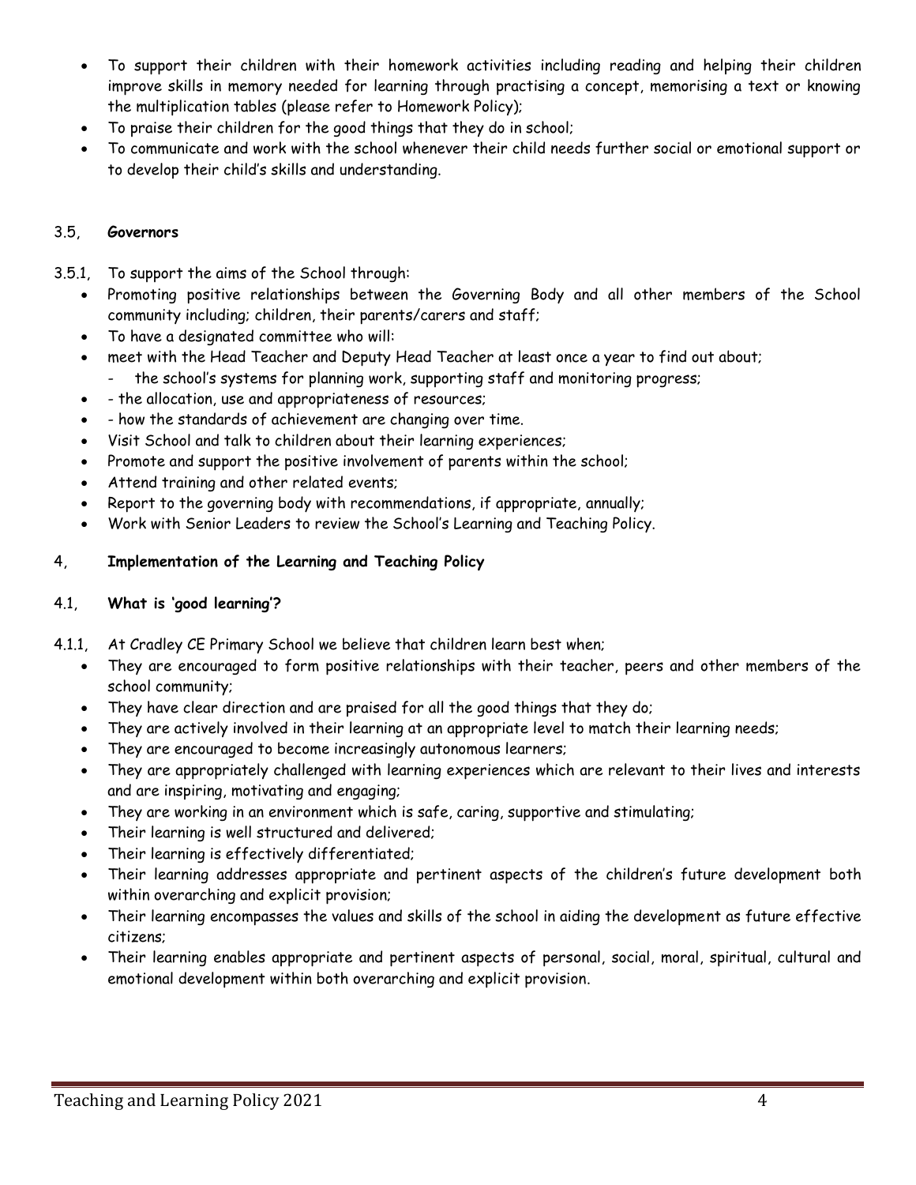- To support their children with their homework activities including reading and helping their children improve skills in memory needed for learning through practising a concept, memorising a text or knowing the multiplication tables (please refer to Homework Policy);
- To praise their children for the good things that they do in school;
- To communicate and work with the school whenever their child needs further social or emotional support or to develop their child's skills and understanding.

### 3.5, **Governors**

3.5.1, To support the aims of the School through:

- Promoting positive relationships between the Governing Body and all other members of the School community including; children, their parents/carers and staff;
- To have a designated committee who will:
- meet with the Head Teacher and Deputy Head Teacher at least once a year to find out about;
  - the school's systems for planning work, supporting staff and monitoring progress;
- - the allocation, use and appropriateness of resources;
- - how the standards of achievement are changing over time.
- Visit School and talk to children about their learning experiences;
- Promote and support the positive involvement of parents within the school;
- Attend training and other related events;
- Report to the governing body with recommendations, if appropriate, annually;
- Work with Senior Leaders to review the School's Learning and Teaching Policy.

## 4, **Implementation of the Learning and Teaching Policy**

### 4.1, **What is 'good learning'?**

4.1.1, At Cradley CE Primary School we believe that children learn best when;

- They are encouraged to form positive relationships with their teacher, peers and other members of the school community;
- They have clear direction and are praised for all the good things that they do;
- They are actively involved in their learning at an appropriate level to match their learning needs;
- They are encouraged to become increasingly autonomous learners;
- They are appropriately challenged with learning experiences which are relevant to their lives and interests and are inspiring, motivating and engaging;
- They are working in an environment which is safe, caring, supportive and stimulating;
- Their learning is well structured and delivered;
- Their learning is effectively differentiated;
- Their learning addresses appropriate and pertinent aspects of the children's future development both within overarching and explicit provision;
- Their learning encompasses the values and skills of the school in aiding the development as future effective citizens;
- Their learning enables appropriate and pertinent aspects of personal, social, moral, spiritual, cultural and emotional development within both overarching and explicit provision.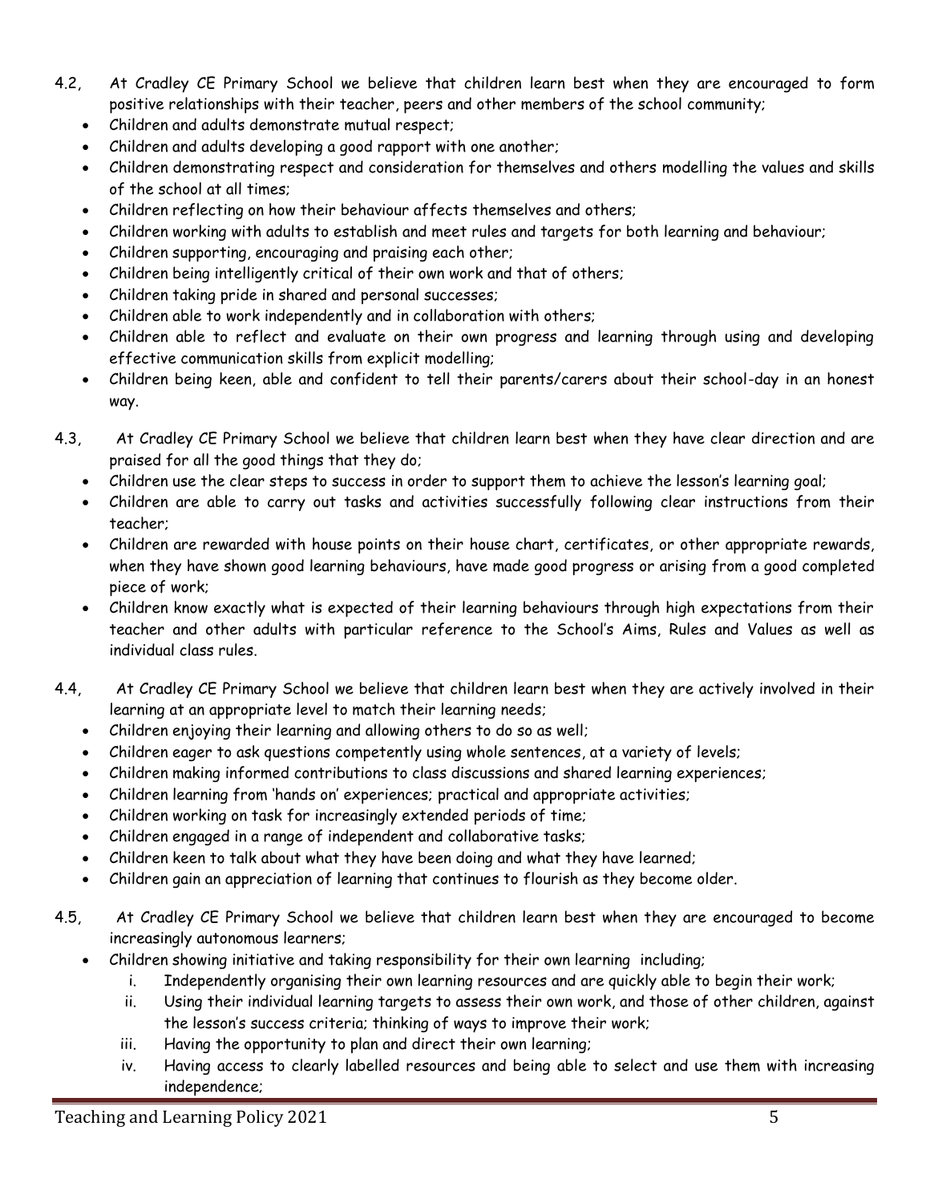4.2, At Cradley CE Primary School we believe that children learn best when they are encouraged to form positive relationships with their teacher, peers and other members of the school community;

- Children and adults demonstrate mutual respect;
- Children and adults developing a good rapport with one another;
- Children demonstrating respect and consideration for themselves and others modelling the values and skills of the school at all times;
- Children reflecting on how their behaviour affects themselves and others;
- Children working with adults to establish and meet rules and targets for both learning and behaviour;
- Children supporting, encouraging and praising each other;
- Children being intelligently critical of their own work and that of others;
- Children taking pride in shared and personal successes;
- Children able to work independently and in collaboration with others;
- Children able to reflect and evaluate on their own progress and learning through using and developing effective communication skills from explicit modelling;
- Children being keen, able and confident to tell their parents/carers about their school-day in an honest way.

4.3, At Cradley CE Primary School we believe that children learn best when they have clear direction and are praised for all the good things that they do;

- Children use the clear steps to success in order to support them to achieve the lesson's learning goal;
- Children are able to carry out tasks and activities successfully following clear instructions from their teacher;
- Children are rewarded with house points on their house chart, certificates, or other appropriate rewards, when they have shown good learning behaviours, have made good progress or arising from a good completed piece of work;
- Children know exactly what is expected of their learning behaviours through high expectations from their teacher and other adults with particular reference to the School's Aims, Rules and Values as well as individual class rules.

4.4, At Cradley CE Primary School we believe that children learn best when they are actively involved in their learning at an appropriate level to match their learning needs;

- Children enjoying their learning and allowing others to do so as well;
- Children eager to ask questions competently using whole sentences, at a variety of levels;
- Children making informed contributions to class discussions and shared learning experiences;
- Children learning from 'hands on' experiences; practical and appropriate activities;
- Children working on task for increasingly extended periods of time;
- Children engaged in a range of independent and collaborative tasks;
- Children keen to talk about what they have been doing and what they have learned;
- Children gain an appreciation of learning that continues to flourish as they become older.

4.5, At Cradley CE Primary School we believe that children learn best when they are encouraged to become increasingly autonomous learners;

- Children showing initiative and taking responsibility for their own learning including;
  i. Independently organising their own learning resources and are quickly able to begin their work;
  ii. Using their individual learning targets to assess their own work, and those of other children, against the lesson's success criteria; thinking of ways to improve their work;
  iii. Having the opportunity to plan and direct their own learning;
  iv. Having access to clearly labelled resources and being able to select and use them with increasing independence;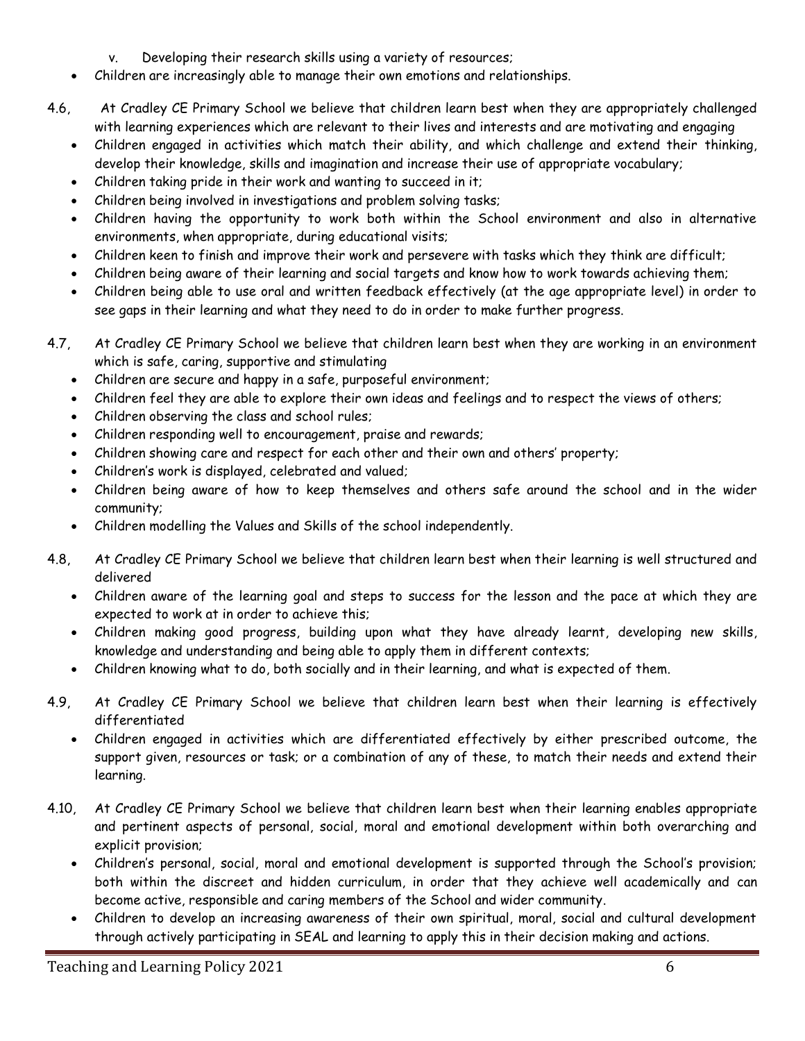v. Developing their research skills using a variety of resources;

- Children are increasingly able to manage their own emotions and relationships.

4.6, At Cradley CE Primary School we believe that children learn best when they are appropriately challenged with learning experiences which are relevant to their lives and interests and are motivating and engaging

- Children engaged in activities which match their ability, and which challenge and extend their thinking, develop their knowledge, skills and imagination and increase their use of appropriate vocabulary;
- Children taking pride in their work and wanting to succeed in it;
- Children being involved in investigations and problem solving tasks;
- Children having the opportunity to work both within the School environment and also in alternative environments, when appropriate, during educational visits;
- Children keen to finish and improve their work and persevere with tasks which they think are difficult;
- Children being aware of their learning and social targets and know how to work towards achieving them;
- Children being able to use oral and written feedback effectively (at the age appropriate level) in order to see gaps in their learning and what they need to do in order to make further progress.

4.7, At Cradley CE Primary School we believe that children learn best when they are working in an environment which is safe, caring, supportive and stimulating

- Children are secure and happy in a safe, purposeful environment;
- Children feel they are able to explore their own ideas and feelings and to respect the views of others;
- Children observing the class and school rules;
- Children responding well to encouragement, praise and rewards;
- Children showing care and respect for each other and their own and others' property;
- Children's work is displayed, celebrated and valued;
- Children being aware of how to keep themselves and others safe around the school and in the wider community;
- Children modelling the Values and Skills of the school independently.

4.8, At Cradley CE Primary School we believe that children learn best when their learning is well structured and delivered

- Children aware of the learning goal and steps to success for the lesson and the pace at which they are expected to work at in order to achieve this;
- Children making good progress, building upon what they have already learnt, developing new skills, knowledge and understanding and being able to apply them in different contexts;
- Children knowing what to do, both socially and in their learning, and what is expected of them.

4.9, At Cradley CE Primary School we believe that children learn best when their learning is effectively differentiated

- Children engaged in activities which are differentiated effectively by either prescribed outcome, the support given, resources or task; or a combination of any of these, to match their needs and extend their learning.

4.10, At Cradley CE Primary School we believe that children learn best when their learning enables appropriate and pertinent aspects of personal, social, moral and emotional development within both overarching and explicit provision;

- Children's personal, social, moral and emotional development is supported through the School's provision; both within the discreet and hidden curriculum, in order that they achieve well academically and can become active, responsible and caring members of the School and wider community.
- Children to develop an increasing awareness of their own spiritual, moral, social and cultural development through actively participating in SEAL and learning to apply this in their decision making and actions.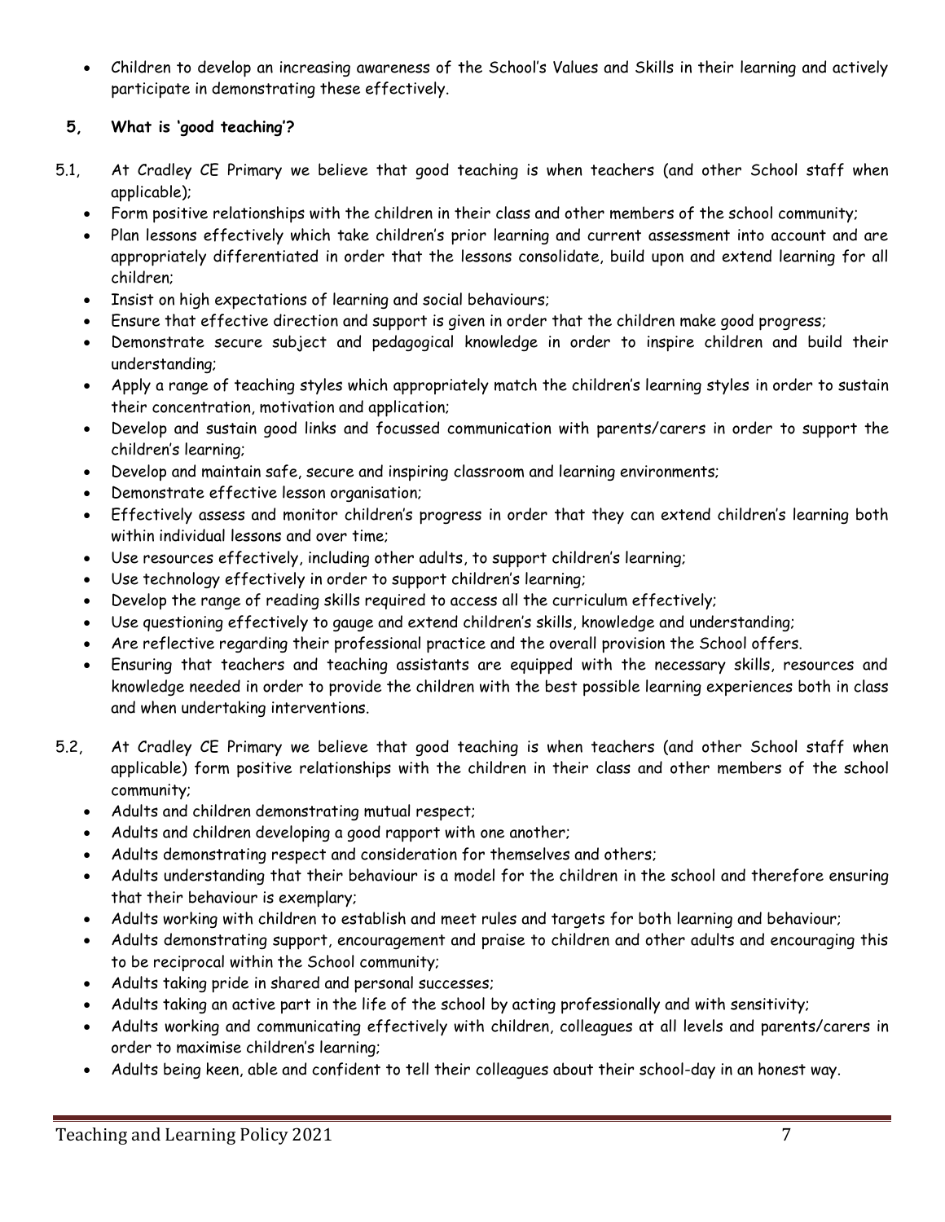- Children to develop an increasing awareness of the School's Values and Skills in their learning and actively participate in demonstrating these effectively.

## 5, What is 'good teaching'?

5.1, At Cradley CE Primary we believe that good teaching is when teachers (and other School staff when applicable);

- Form positive relationships with the children in their class and other members of the school community;
- Plan lessons effectively which take children's prior learning and current assessment into account and are appropriately differentiated in order that the lessons consolidate, build upon and extend learning for all children;
- Insist on high expectations of learning and social behaviours;
- Ensure that effective direction and support is given in order that the children make good progress;
- Demonstrate secure subject and pedagogical knowledge in order to inspire children and build their understanding;
- Apply a range of teaching styles which appropriately match the children's learning styles in order to sustain their concentration, motivation and application;
- Develop and sustain good links and focussed communication with parents/carers in order to support the children's learning;
- Develop and maintain safe, secure and inspiring classroom and learning environments;
- Demonstrate effective lesson organisation;
- Effectively assess and monitor children's progress in order that they can extend children's learning both within individual lessons and over time;
- Use resources effectively, including other adults, to support children's learning;
- Use technology effectively in order to support children's learning;
- Develop the range of reading skills required to access all the curriculum effectively;
- Use questioning effectively to gauge and extend children's skills, knowledge and understanding;
- Are reflective regarding their professional practice and the overall provision the School offers.
- Ensuring that teachers and teaching assistants are equipped with the necessary skills, resources and knowledge needed in order to provide the children with the best possible learning experiences both in class and when undertaking interventions.

5.2, At Cradley CE Primary we believe that good teaching is when teachers (and other School staff when applicable) form positive relationships with the children in their class and other members of the school community;

- Adults and children demonstrating mutual respect;
- Adults and children developing a good rapport with one another;
- Adults demonstrating respect and consideration for themselves and others;
- Adults understanding that their behaviour is a model for the children in the school and therefore ensuring that their behaviour is exemplary;
- Adults working with children to establish and meet rules and targets for both learning and behaviour;
- Adults demonstrating support, encouragement and praise to children and other adults and encouraging this to be reciprocal within the School community;
- Adults taking pride in shared and personal successes;
- Adults taking an active part in the life of the school by acting professionally and with sensitivity;
- Adults working and communicating effectively with children, colleagues at all levels and parents/carers in order to maximise children's learning;
- Adults being keen, able and confident to tell their colleagues about their school-day in an honest way.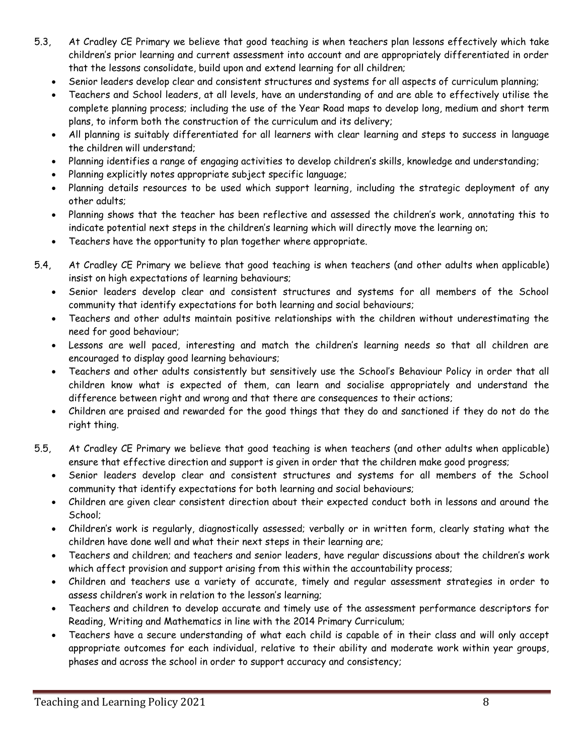5.3, At Cradley CE Primary we believe that good teaching is when teachers plan lessons effectively which take children's prior learning and current assessment into account and are appropriately differentiated in order that the lessons consolidate, build upon and extend learning for all children;

- Senior leaders develop clear and consistent structures and systems for all aspects of curriculum planning;
- Teachers and School leaders, at all levels, have an understanding of and are able to effectively utilise the complete planning process; including the use of the Year Road maps to develop long, medium and short term plans, to inform both the construction of the curriculum and its delivery;
- All planning is suitably differentiated for all learners with clear learning and steps to success in language the children will understand;
- Planning identifies a range of engaging activities to develop children's skills, knowledge and understanding;
- Planning explicitly notes appropriate subject specific language;
- Planning details resources to be used which support learning, including the strategic deployment of any other adults;
- Planning shows that the teacher has been reflective and assessed the children's work, annotating this to indicate potential next steps in the children's learning which will directly move the learning on;
- Teachers have the opportunity to plan together where appropriate.

5.4, At Cradley CE Primary we believe that good teaching is when teachers (and other adults when applicable) insist on high expectations of learning behaviours;

- Senior leaders develop clear and consistent structures and systems for all members of the School community that identify expectations for both learning and social behaviours;
- Teachers and other adults maintain positive relationships with the children without underestimating the need for good behaviour;
- Lessons are well paced, interesting and match the children's learning needs so that all children are encouraged to display good learning behaviours;
- Teachers and other adults consistently but sensitively use the School's Behaviour Policy in order that all children know what is expected of them, can learn and socialise appropriately and understand the difference between right and wrong and that there are consequences to their actions;
- Children are praised and rewarded for the good things that they do and sanctioned if they do not do the right thing.

5.5, At Cradley CE Primary we believe that good teaching is when teachers (and other adults when applicable) ensure that effective direction and support is given in order that the children make good progress;

- Senior leaders develop clear and consistent structures and systems for all members of the School community that identify expectations for both learning and social behaviours;
- Children are given clear consistent direction about their expected conduct both in lessons and around the School;
- Children's work is regularly, diagnostically assessed; verbally or in written form, clearly stating what the children have done well and what their next steps in their learning are;
- Teachers and children; and teachers and senior leaders, have regular discussions about the children's work which affect provision and support arising from this within the accountability process;
- Children and teachers use a variety of accurate, timely and regular assessment strategies in order to assess children's work in relation to the lesson's learning;
- Teachers and children to develop accurate and timely use of the assessment performance descriptors for Reading, Writing and Mathematics in line with the 2014 Primary Curriculum;
- Teachers have a secure understanding of what each child is capable of in their class and will only accept appropriate outcomes for each individual, relative to their ability and moderate work within year groups, phases and across the school in order to support accuracy and consistency;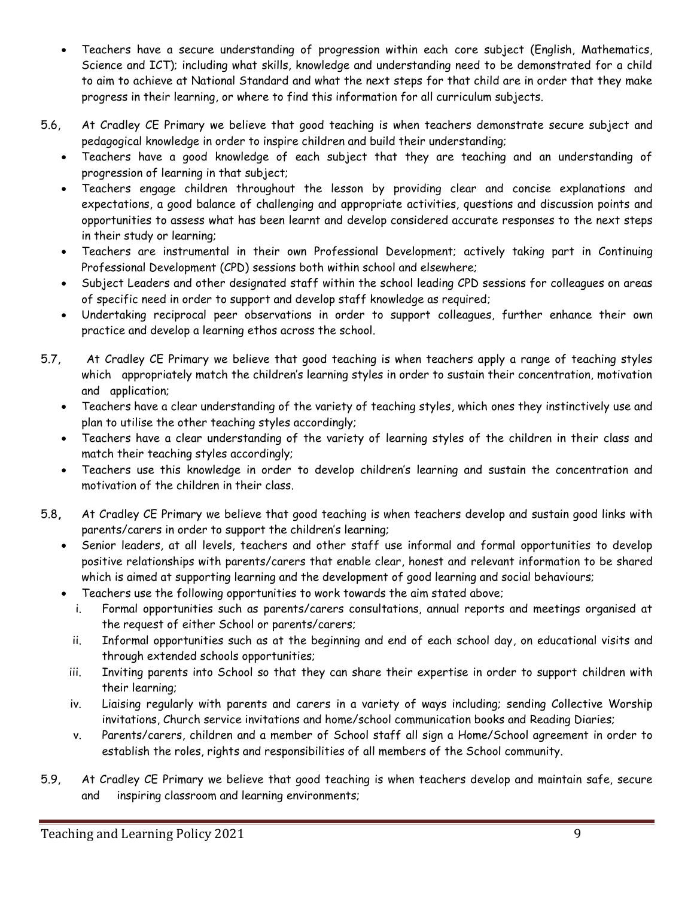- Teachers have a secure understanding of progression within each core subject (English, Mathematics, Science and ICT); including what skills, knowledge and understanding need to be demonstrated for a child to aim to achieve at National Standard and what the next steps for that child are in order that they make progress in their learning, or where to find this information for all curriculum subjects.

5.6, At Cradley CE Primary we believe that good teaching is when teachers demonstrate secure subject and pedagogical knowledge in order to inspire children and build their understanding;

- Teachers have a good knowledge of each subject that they are teaching and an understanding of progression of learning in that subject;
- Teachers engage children throughout the lesson by providing clear and concise explanations and expectations, a good balance of challenging and appropriate activities, questions and discussion points and opportunities to assess what has been learnt and develop considered accurate responses to the next steps in their study or learning;
- Teachers are instrumental in their own Professional Development; actively taking part in Continuing Professional Development (CPD) sessions both within school and elsewhere;
- Subject Leaders and other designated staff within the school leading CPD sessions for colleagues on areas of specific need in order to support and develop staff knowledge as required;
- Undertaking reciprocal peer observations in order to support colleagues, further enhance their own practice and develop a learning ethos across the school.

5.7, At Cradley CE Primary we believe that good teaching is when teachers apply a range of teaching styles which appropriately match the children's learning styles in order to sustain their concentration, motivation and application;

- Teachers have a clear understanding of the variety of teaching styles, which ones they instinctively use and plan to utilise the other teaching styles accordingly;
- Teachers have a clear understanding of the variety of learning styles of the children in their class and match their teaching styles accordingly;
- Teachers use this knowledge in order to develop children's learning and sustain the concentration and motivation of the children in their class.

5.8, At Cradley CE Primary we believe that good teaching is when teachers develop and sustain good links with parents/carers in order to support the children's learning;

- Senior leaders, at all levels, teachers and other staff use informal and formal opportunities to develop positive relationships with parents/carers that enable clear, honest and relevant information to be shared which is aimed at supporting learning and the development of good learning and social behaviours;
- Teachers use the following opportunities to work towards the aim stated above;
  - i. Formal opportunities such as parents/carers consultations, annual reports and meetings organised at the request of either School or parents/carers;
  - ii. Informal opportunities such as at the beginning and end of each school day, on educational visits and through extended schools opportunities;
  - iii. Inviting parents into School so that they can share their expertise in order to support children with their learning;
  - iv. Liaising regularly with parents and carers in a variety of ways including; sending Collective Worship invitations, Church service invitations and home/school communication books and Reading Diaries;
  - v. Parents/carers, children and a member of School staff all sign a Home/School agreement in order to establish the roles, rights and responsibilities of all members of the School community.

5.9, At Cradley CE Primary we believe that good teaching is when teachers develop and maintain safe, secure and inspiring classroom and learning environments;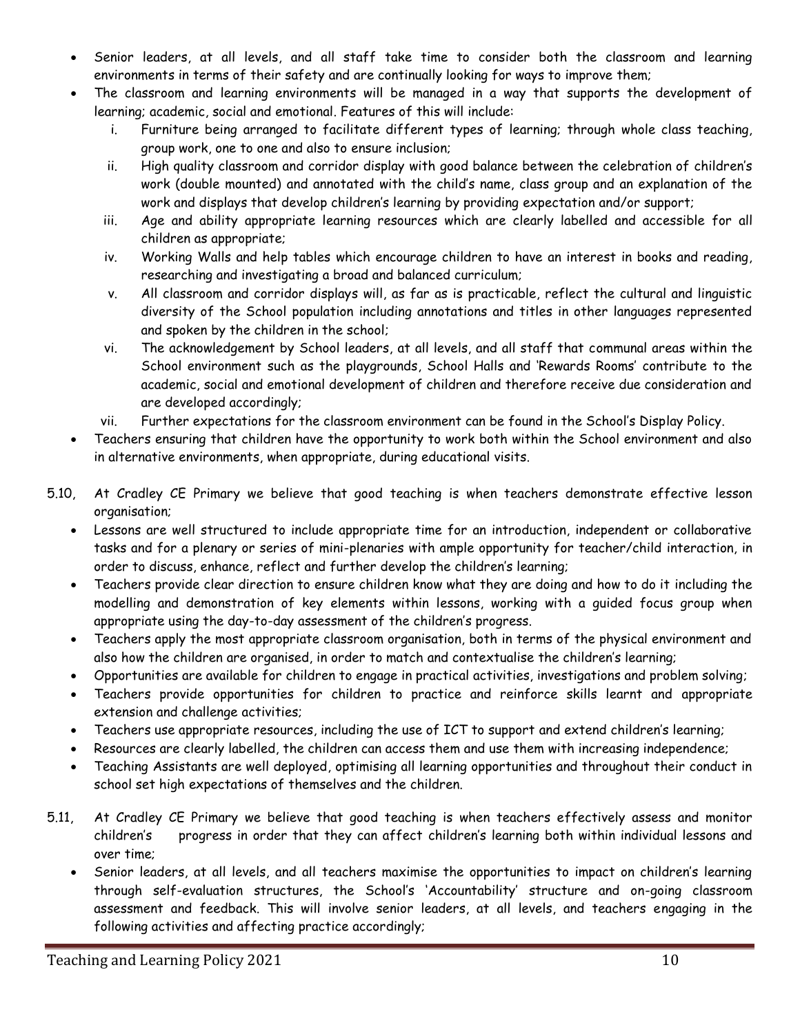- Senior leaders, at all levels, and all staff take time to consider both the classroom and learning environments in terms of their safety and are continually looking for ways to improve them;
- The classroom and learning environments will be managed in a way that supports the development of learning; academic, social and emotional. Features of this will include:
  1. Furniture being arranged to facilitate different types of learning; through whole class teaching, group work, one to one and also to ensure inclusion;
  2. High quality classroom and corridor display with good balance between the celebration of children's work (double mounted) and annotated with the child's name, class group and an explanation of the work and displays that develop children's learning by providing expectation and/or support;
  3. Age and ability appropriate learning resources which are clearly labelled and accessible for all children as appropriate;
  4. Working Walls and help tables which encourage children to have an interest in books and reading, researching and investigating a broad and balanced curriculum;
  5. All classroom and corridor displays will, as far as is practicable, reflect the cultural and linguistic diversity of the School population including annotations and titles in other languages represented and spoken by the children in the school;
  6. The acknowledgement by School leaders, at all levels, and all staff that communal areas within the School environment such as the playgrounds, School Halls and 'Rewards Rooms' contribute to the academic, social and emotional development of children and therefore receive due consideration and are developed accordingly;
  7. Further expectations for the classroom environment can be found in the School's Display Policy.
- Teachers ensuring that children have the opportunity to work both within the School environment and also in alternative environments, when appropriate, during educational visits.

5.10, At Cradley CE Primary we believe that good teaching is when teachers demonstrate effective lesson organisation;

- Lessons are well structured to include appropriate time for an introduction, independent or collaborative tasks and for a plenary or series of mini-plenaries with ample opportunity for teacher/child interaction, in order to discuss, enhance, reflect and further develop the children's learning;
- Teachers provide clear direction to ensure children know what they are doing and how to do it including the modelling and demonstration of key elements within lessons, working with a guided focus group when appropriate using the day-to-day assessment of the children's progress.
- Teachers apply the most appropriate classroom organisation, both in terms of the physical environment and also how the children are organised, in order to match and contextualise the children's learning;
- Opportunities are available for children to engage in practical activities, investigations and problem solving;
- Teachers provide opportunities for children to practice and reinforce skills learnt and appropriate extension and challenge activities;
- Teachers use appropriate resources, including the use of ICT to support and extend children's learning;
- Resources are clearly labelled, the children can access them and use them with increasing independence;
- Teaching Assistants are well deployed, optimising all learning opportunities and throughout their conduct in school set high expectations of themselves and the children.

5.11, At Cradley CE Primary we believe that good teaching is when teachers effectively assess and monitor children's progress in order that they can affect children's learning both within individual lessons and over time;

- Senior leaders, at all levels, and all teachers maximise the opportunities to impact on children's learning through self-evaluation structures, the School's 'Accountability' structure and on-going classroom assessment and feedback. This will involve senior leaders, at all levels, and teachers engaging in the following activities and affecting practice accordingly;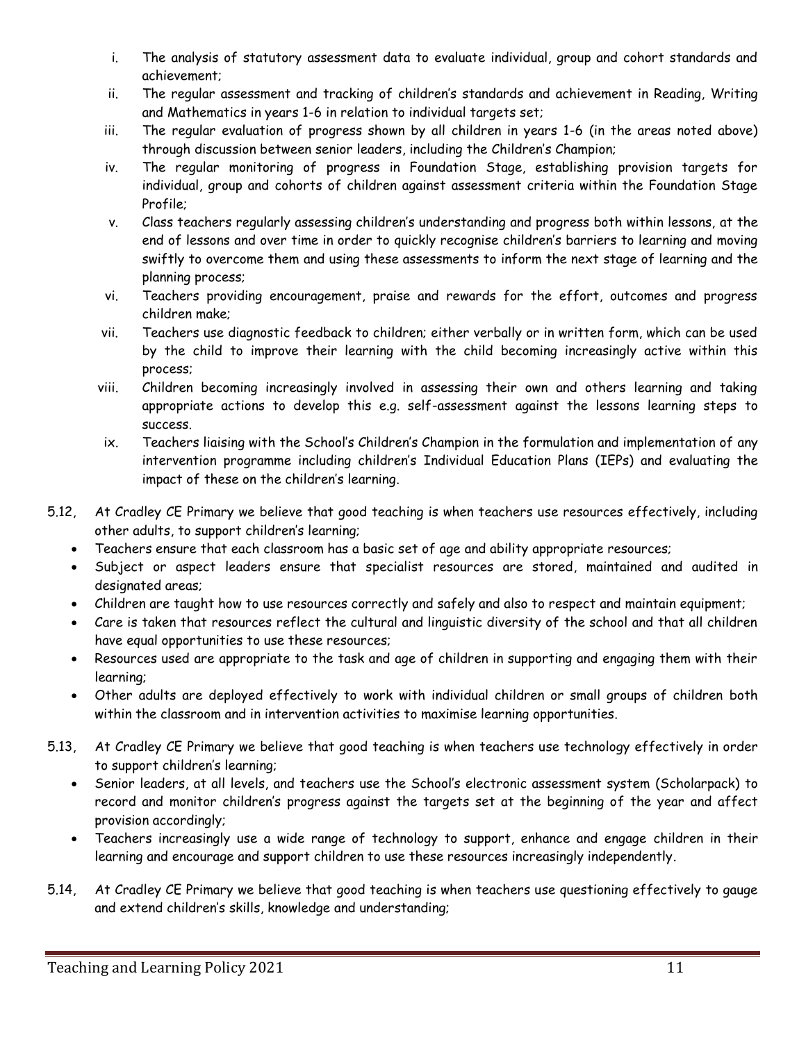i. The analysis of statutory assessment data to evaluate individual, group and cohort standards and achievement;
ii. The regular assessment and tracking of children's standards and achievement in Reading, Writing and Mathematics in years 1-6 in relation to individual targets set;
iii. The regular evaluation of progress shown by all children in years 1-6 (in the areas noted above) through discussion between senior leaders, including the Children's Champion;
iv. The regular monitoring of progress in Foundation Stage, establishing provision targets for individual, group and cohorts of children against assessment criteria within the Foundation Stage Profile;
v. Class teachers regularly assessing children's understanding and progress both within lessons, at the end of lessons and over time in order to quickly recognise children's barriers to learning and moving swiftly to overcome them and using these assessments to inform the next stage of learning and the planning process;
vi. Teachers providing encouragement, praise and rewards for the effort, outcomes and progress children make;
vii. Teachers use diagnostic feedback to children; either verbally or in written form, which can be used by the child to improve their learning with the child becoming increasingly active within this process;
viii. Children becoming increasingly involved in assessing their own and others learning and taking appropriate actions to develop this e.g. self-assessment against the lessons learning steps to success.
ix. Teachers liaising with the School's Children's Champion in the formulation and implementation of any intervention programme including children's Individual Education Plans (IEPs) and evaluating the impact of these on the children's learning.

5.12, At Cradley CE Primary we believe that good teaching is when teachers use resources effectively, including other adults, to support children's learning;

- Teachers ensure that each classroom has a basic set of age and ability appropriate resources;
- Subject or aspect leaders ensure that specialist resources are stored, maintained and audited in designated areas;
- Children are taught how to use resources correctly and safely and also to respect and maintain equipment;
- Care is taken that resources reflect the cultural and linguistic diversity of the school and that all children have equal opportunities to use these resources;
- Resources used are appropriate to the task and age of children in supporting and engaging them with their learning;
- Other adults are deployed effectively to work with individual children or small groups of children both within the classroom and in intervention activities to maximise learning opportunities.

5.13, At Cradley CE Primary we believe that good teaching is when teachers use technology effectively in order to support children's learning;

- Senior leaders, at all levels, and teachers use the School's electronic assessment system (Scholarpack) to record and monitor children's progress against the targets set at the beginning of the year and affect provision accordingly;
- Teachers increasingly use a wide range of technology to support, enhance and engage children in their learning and encourage and support children to use these resources increasingly independently.

5.14, At Cradley CE Primary we believe that good teaching is when teachers use questioning effectively to gauge and extend children's skills, knowledge and understanding;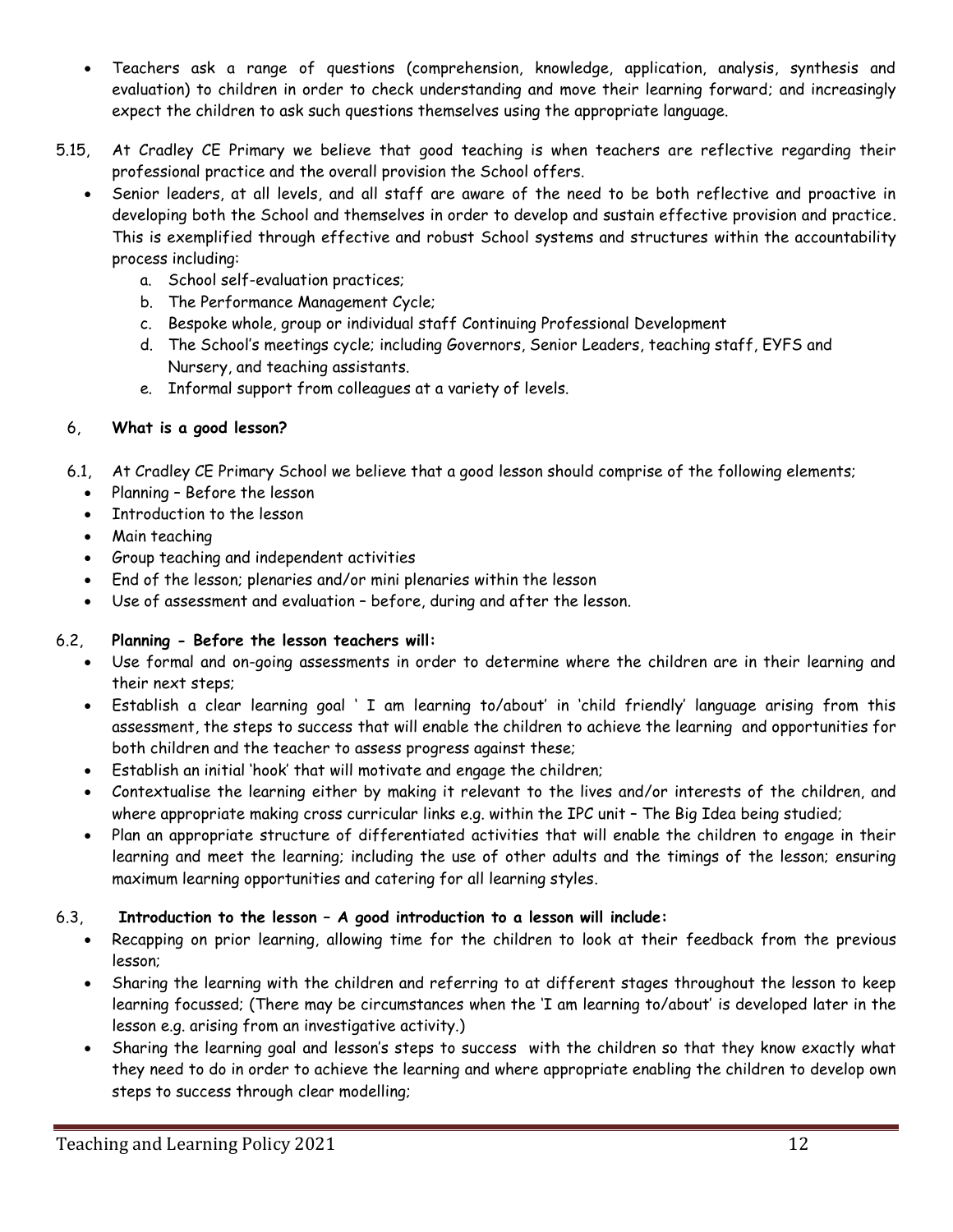- Teachers ask a range of questions (comprehension, knowledge, application, analysis, synthesis and evaluation) to children in order to check understanding and move their learning forward; and increasingly expect the children to ask such questions themselves using the appropriate language.

5.15, At Cradley CE Primary we believe that good teaching is when teachers are reflective regarding their professional practice and the overall provision the School offers.

- Senior leaders, at all levels, and all staff are aware of the need to be both reflective and proactive in developing both the School and themselves in order to develop and sustain effective provision and practice. This is exemplified through effective and robust School systems and structures within the accountability process including:
    a. School self-evaluation practices;
    b. The Performance Management Cycle;
    c. Bespoke whole, group or individual staff Continuing Professional Development
    d. The School's meetings cycle; including Governors, Senior Leaders, teaching staff, EYFS and Nursery, and teaching assistants.
    e. Informal support from colleagues at a variety of levels.

## 6, What is a good lesson?

6.1, At Cradley CE Primary School we believe that a good lesson should comprise of the following elements;

- Planning – Before the lesson
- Introduction to the lesson
- Main teaching
- Group teaching and independent activities
- End of the lesson; plenaries and/or mini plenaries within the lesson
- Use of assessment and evaluation – before, during and after the lesson.

6.2, **Planning - Before the lesson teachers will:**

- Use formal and on-going assessments in order to determine where the children are in their learning and their next steps;
- Establish a clear learning goal ' I am learning to/about' in 'child friendly' language arising from this assessment, the steps to success that will enable the children to achieve the learning and opportunities for both children and the teacher to assess progress against these;
- Establish an initial 'hook' that will motivate and engage the children;
- Contextualise the learning either by making it relevant to the lives and/or interests of the children, and where appropriate making cross curricular links e.g. within the IPC unit – The Big Idea being studied;
- Plan an appropriate structure of differentiated activities that will enable the children to engage in their learning and meet the learning; including the use of other adults and the timings of the lesson; ensuring maximum learning opportunities and catering for all learning styles.

6.3, **Introduction to the lesson – A good introduction to a lesson will include:**

- Recapping on prior learning, allowing time for the children to look at their feedback from the previous lesson;
- Sharing the learning with the children and referring to at different stages throughout the lesson to keep learning focussed; (There may be circumstances when the 'I am learning to/about' is developed later in the lesson e.g. arising from an investigative activity.)
- Sharing the learning goal and lesson's steps to success with the children so that they know exactly what they need to do in order to achieve the learning and where appropriate enabling the children to develop own steps to success through clear modelling;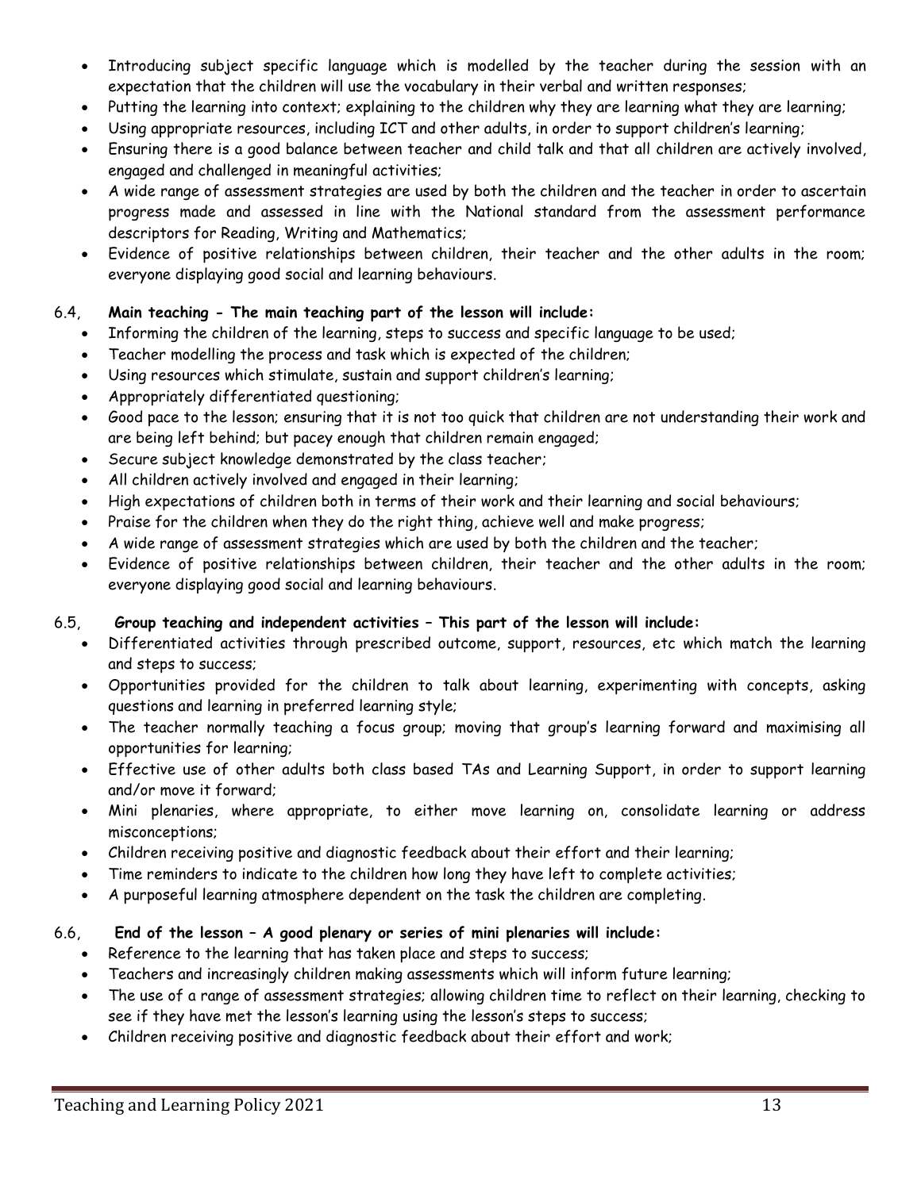- Introducing subject specific language which is modelled by the teacher during the session with an expectation that the children will use the vocabulary in their verbal and written responses;
- Putting the learning into context; explaining to the children why they are learning what they are learning;
- Using appropriate resources, including ICT and other adults, in order to support children's learning;
- Ensuring there is a good balance between teacher and child talk and that all children are actively involved, engaged and challenged in meaningful activities;
- A wide range of assessment strategies are used by both the children and the teacher in order to ascertain progress made and assessed in line with the National standard from the assessment performance descriptors for Reading, Writing and Mathematics;
- Evidence of positive relationships between children, their teacher and the other adults in the room; everyone displaying good social and learning behaviours.

6.4, **Main teaching - The main teaching part of the lesson will include:**

- Informing the children of the learning, steps to success and specific language to be used;
- Teacher modelling the process and task which is expected of the children;
- Using resources which stimulate, sustain and support children's learning;
- Appropriately differentiated questioning;
- Good pace to the lesson; ensuring that it is not too quick that children are not understanding their work and are being left behind; but pacey enough that children remain engaged;
- Secure subject knowledge demonstrated by the class teacher;
- All children actively involved and engaged in their learning;
- High expectations of children both in terms of their work and their learning and social behaviours;
- Praise for the children when they do the right thing, achieve well and make progress;
- A wide range of assessment strategies which are used by both the children and the teacher;
- Evidence of positive relationships between children, their teacher and the other adults in the room; everyone displaying good social and learning behaviours.

6.5, **Group teaching and independent activities – This part of the lesson will include:**

- Differentiated activities through prescribed outcome, support, resources, etc which match the learning and steps to success;
- Opportunities provided for the children to talk about learning, experimenting with concepts, asking questions and learning in preferred learning style;
- The teacher normally teaching a focus group; moving that group's learning forward and maximising all opportunities for learning;
- Effective use of other adults both class based TAs and Learning Support, in order to support learning and/or move it forward;
- Mini plenaries, where appropriate, to either move learning on, consolidate learning or address misconceptions;
- Children receiving positive and diagnostic feedback about their effort and their learning;
- Time reminders to indicate to the children how long they have left to complete activities;
- A purposeful learning atmosphere dependent on the task the children are completing.

6.6, **End of the lesson – A good plenary or series of mini plenaries will include:**

- Reference to the learning that has taken place and steps to success;
- Teachers and increasingly children making assessments which will inform future learning;
- The use of a range of assessment strategies; allowing children time to reflect on their learning, checking to see if they have met the lesson's learning using the lesson's steps to success;
- Children receiving positive and diagnostic feedback about their effort and work;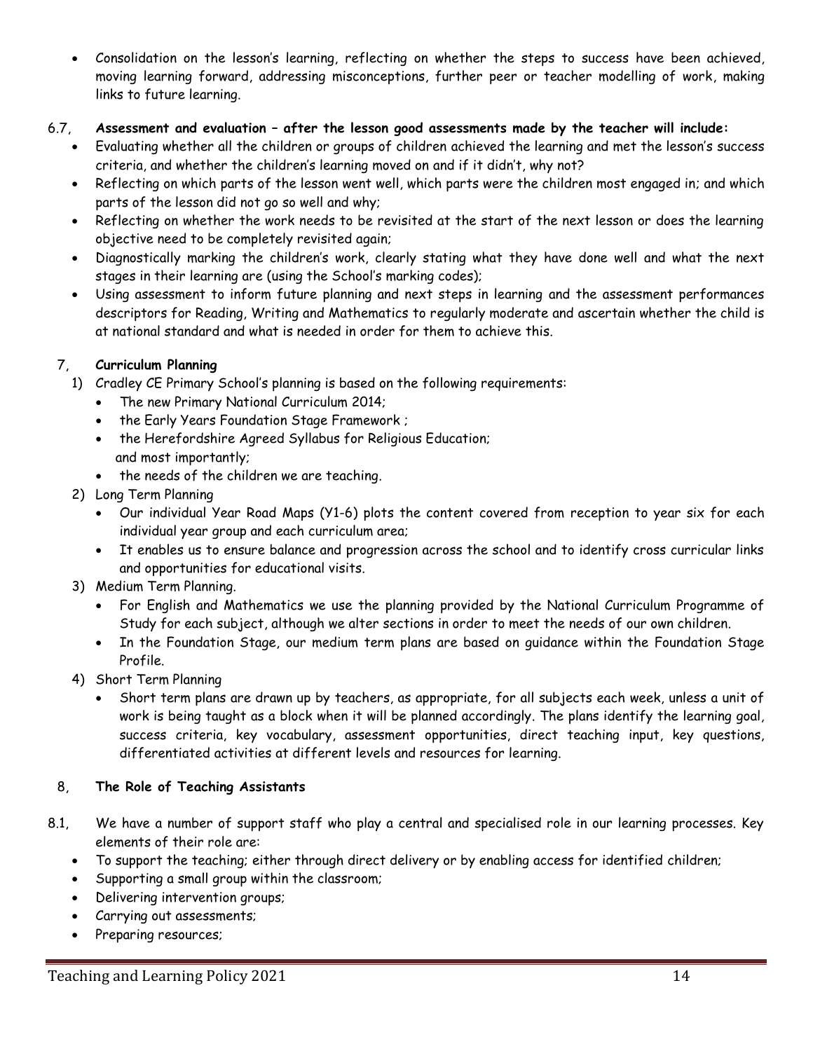- Consolidation on the lesson's learning, reflecting on whether the steps to success have been achieved, moving learning forward, addressing misconceptions, further peer or teacher modelling of work, making links to future learning.

6.7, **Assessment and evaluation – after the lesson good assessments made by the teacher will include:**

- Evaluating whether all the children or groups of children achieved the learning and met the lesson's success criteria, and whether the children's learning moved on and if it didn't, why not?
- Reflecting on which parts of the lesson went well, which parts were the children most engaged in; and which parts of the lesson did not go so well and why;
- Reflecting on whether the work needs to be revisited at the start of the next lesson or does the learning objective need to be completely revisited again;
- Diagnostically marking the children's work, clearly stating what they have done well and what the next stages in their learning are (using the School's marking codes);
- Using assessment to inform future planning and next steps in learning and the assessment performances descriptors for Reading, Writing and Mathematics to regularly moderate and ascertain whether the child is at national standard and what is needed in order for them to achieve this.

## 7, **Curriculum Planning**

1) Cradley CE Primary School's planning is based on the following requirements:
   - The new Primary National Curriculum 2014;
   - the Early Years Foundation Stage Framework ;
   - the Herefordshire Agreed Syllabus for Religious Education;
   
   and most importantly;
   - the needs of the children we are teaching.
2) Long Term Planning
   - Our individual Year Road Maps (Y1-6) plots the content covered from reception to year six for each individual year group and each curriculum area;
   - It enables us to ensure balance and progression across the school and to identify cross curricular links and opportunities for educational visits.
3) Medium Term Planning.
   - For English and Mathematics we use the planning provided by the National Curriculum Programme of Study for each subject, although we alter sections in order to meet the needs of our own children.
   - In the Foundation Stage, our medium term plans are based on guidance within the Foundation Stage Profile.
4) Short Term Planning
   - Short term plans are drawn up by teachers, as appropriate, for all subjects each week, unless a unit of work is being taught as a block when it will be planned accordingly. The plans identify the learning goal, success criteria, key vocabulary, assessment opportunities, direct teaching input, key questions, differentiated activities at different levels and resources for learning.

## 8, **The Role of Teaching Assistants**

8.1, We have a number of support staff who play a central and specialised role in our learning processes. Key elements of their role are:

- To support the teaching; either through direct delivery or by enabling access for identified children;
- Supporting a small group within the classroom;
- Delivering intervention groups;
- Carrying out assessments;
- Preparing resources;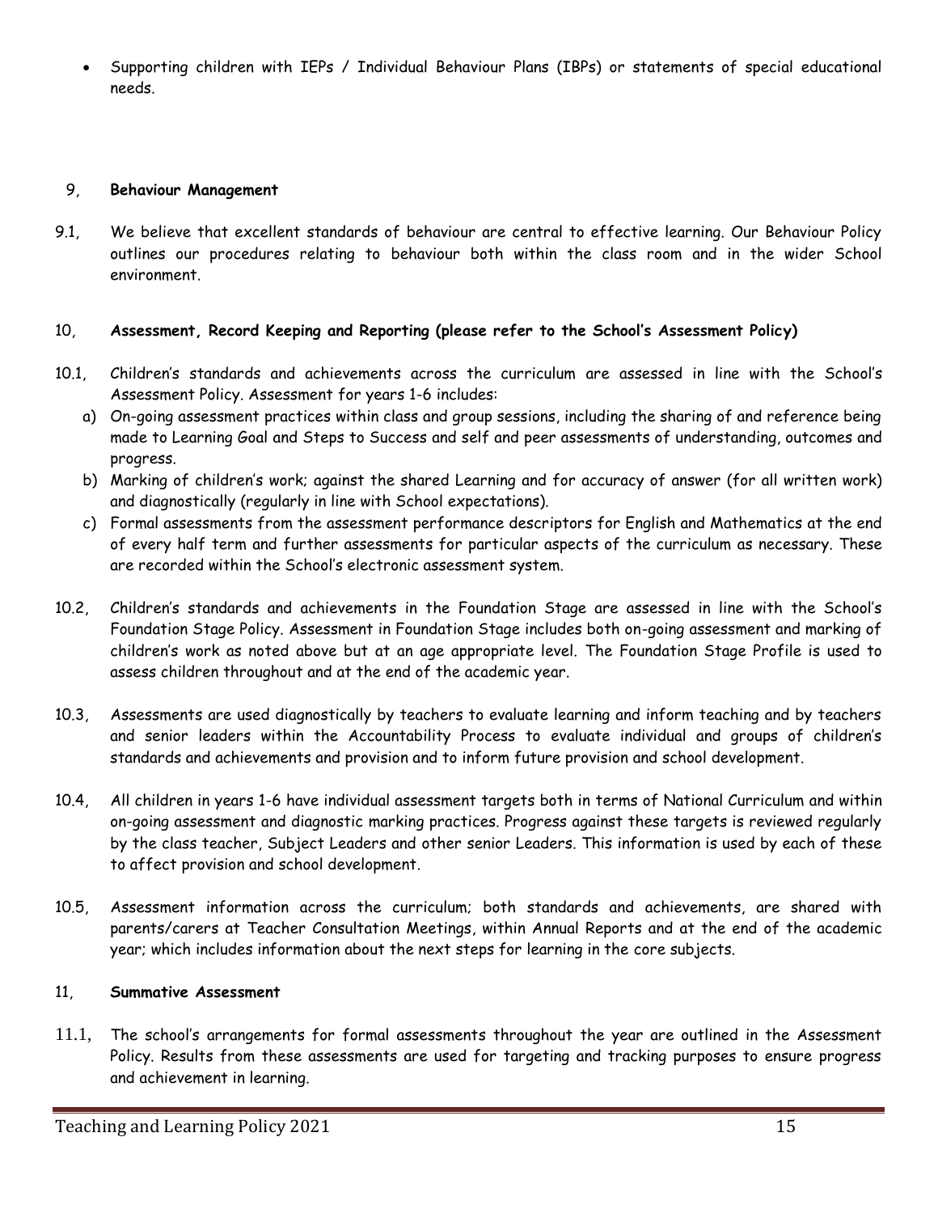- Supporting children with IEPs / Individual Behaviour Plans (IBPs) or statements of special educational needs.

## 9, Behaviour Management

9.1, We believe that excellent standards of behaviour are central to effective learning. Our Behaviour Policy outlines our procedures relating to behaviour both within the class room and in the wider School environment.

## 10, Assessment, Record Keeping and Reporting (please refer to the School's Assessment Policy)

10.1, Children's standards and achievements across the curriculum are assessed in line with the School's Assessment Policy. Assessment for years 1-6 includes:

a) On-going assessment practices within class and group sessions, including the sharing of and reference being made to Learning Goal and Steps to Success and self and peer assessments of understanding, outcomes and progress.
b) Marking of children's work; against the shared Learning and for accuracy of answer (for all written work) and diagnostically (regularly in line with School expectations).
c) Formal assessments from the assessment performance descriptors for English and Mathematics at the end of every half term and further assessments for particular aspects of the curriculum as necessary. These are recorded within the School's electronic assessment system.

10.2, Children's standards and achievements in the Foundation Stage are assessed in line with the School's Foundation Stage Policy. Assessment in Foundation Stage includes both on-going assessment and marking of children's work as noted above but at an age appropriate level. The Foundation Stage Profile is used to assess children throughout and at the end of the academic year.

10.3, Assessments are used diagnostically by teachers to evaluate learning and inform teaching and by teachers and senior leaders within the Accountability Process to evaluate individual and groups of children's standards and achievements and provision and to inform future provision and school development.

10.4, All children in years 1-6 have individual assessment targets both in terms of National Curriculum and within on-going assessment and diagnostic marking practices. Progress against these targets is reviewed regularly by the class teacher, Subject Leaders and other senior Leaders. This information is used by each of these to affect provision and school development.

10.5, Assessment information across the curriculum; both standards and achievements, are shared with parents/carers at Teacher Consultation Meetings, within Annual Reports and at the end of the academic year; which includes information about the next steps for learning in the core subjects.

## 11, Summative Assessment

11.1, The school's arrangements for formal assessments throughout the year are outlined in the Assessment Policy. Results from these assessments are used for targeting and tracking purposes to ensure progress and achievement in learning.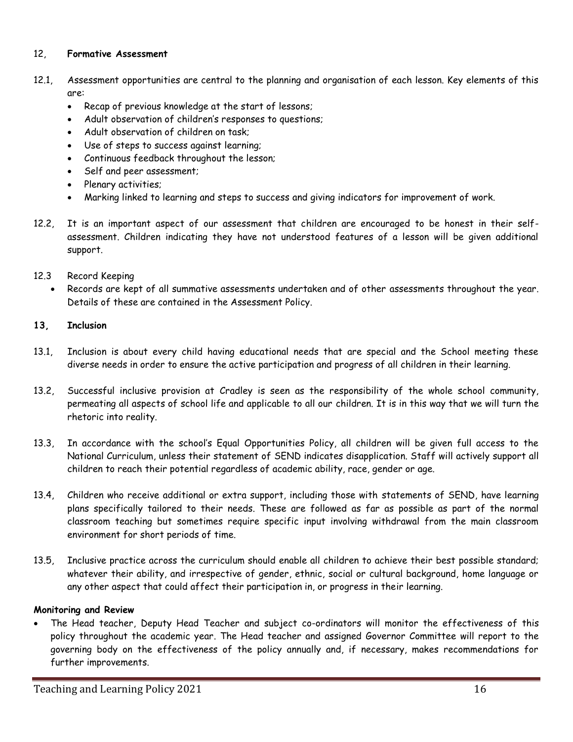## 12, Formative Assessment

12.1, Assessment opportunities are central to the planning and organisation of each lesson. Key elements of this are:

- Recap of previous knowledge at the start of lessons;
- Adult observation of children's responses to questions;
- Adult observation of children on task;
- Use of steps to success against learning;
- Continuous feedback throughout the lesson;
- Self and peer assessment;
- Plenary activities;
- Marking linked to learning and steps to success and giving indicators for improvement of work.

12.2, It is an important aspect of our assessment that children are encouraged to be honest in their self-assessment. Children indicating they have not understood features of a lesson will be given additional support.

12.3 Record Keeping

- Records are kept of all summative assessments undertaken and of other assessments throughout the year. Details of these are contained in the Assessment Policy.

## 13, Inclusion

13.1, Inclusion is about every child having educational needs that are special and the School meeting these diverse needs in order to ensure the active participation and progress of all children in their learning.

13.2, Successful inclusive provision at Cradley is seen as the responsibility of the whole school community, permeating all aspects of school life and applicable to all our children. It is in this way that we will turn the rhetoric into reality.

13.3, In accordance with the school's Equal Opportunities Policy, all children will be given full access to the National Curriculum, unless their statement of SEND indicates disapplication. Staff will actively support all children to reach their potential regardless of academic ability, race, gender or age.

13.4, Children who receive additional or extra support, including those with statements of SEND, have learning plans specifically tailored to their needs. These are followed as far as possible as part of the normal classroom teaching but sometimes require specific input involving withdrawal from the main classroom environment for short periods of time.

13.5, Inclusive practice across the curriculum should enable all children to achieve their best possible standard; whatever their ability, and irrespective of gender, ethnic, social or cultural background, home language or any other aspect that could affect their participation in, or progress in their learning.

### Monitoring and Review

- The Head teacher, Deputy Head Teacher and subject co-ordinators will monitor the effectiveness of this policy throughout the academic year. The Head teacher and assigned Governor Committee will report to the governing body on the effectiveness of the policy annually and, if necessary, makes recommendations for further improvements.